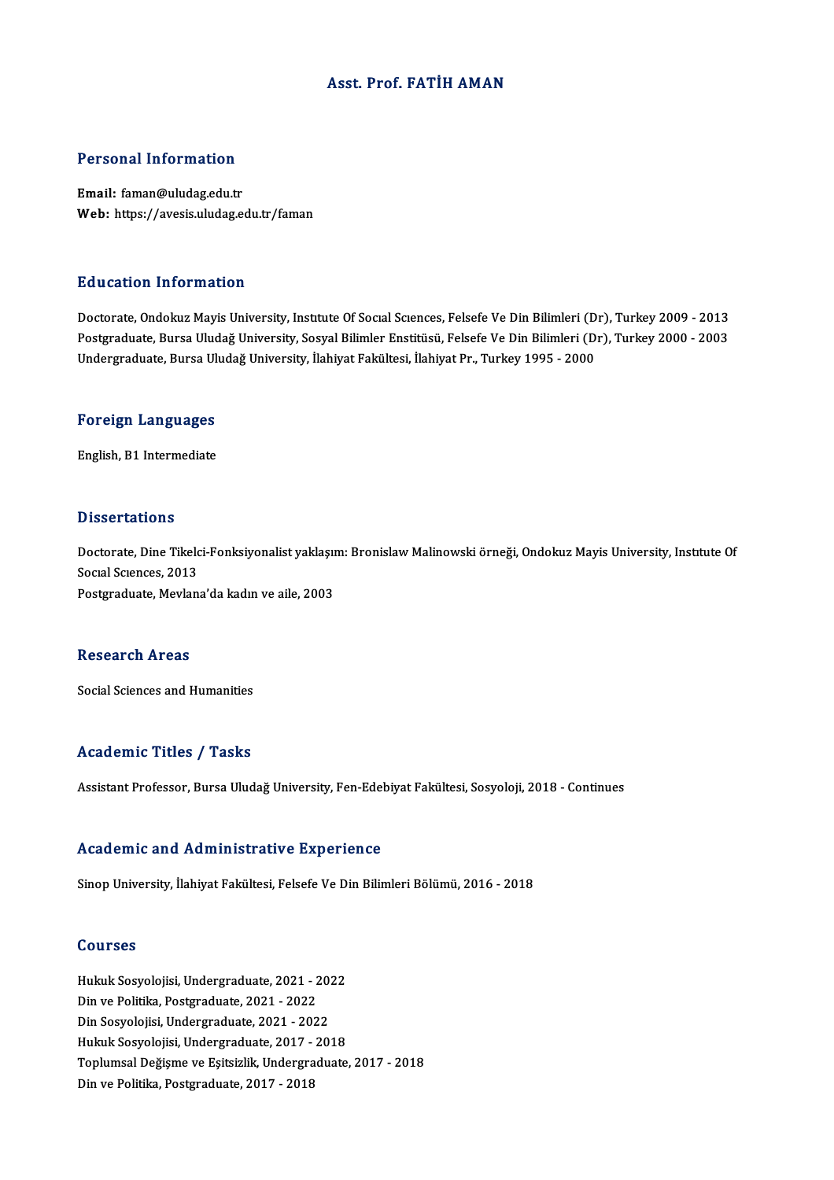# Asst. Prof. FATİH AMAN

## Personal Information

**Email:** faman@uludag.edu.tr
**Web:** https://avesis.uludag.edu.tr/faman

## Education Information

Doctorate, Ondokuz Mayis University, Institute Of Social Sciences, Felsefe Ve Din Bilimleri (Dr), Turkey 2009 - 2013
Postgraduate, Bursa Uludağ University, Sosyal Bilimler Enstitüsü, Felsefe Ve Din Bilimleri (Dr), Turkey 2000 - 2003
Undergraduate, Bursa Uludağ University, İlahiyat Fakültesi, İlahiyat Pr., Turkey 1995 - 2000

## Foreign Languages

English, B1 Intermediate

## Dissertations

Doctorate, Dine Tikelci-Fonksiyonalist yaklaşım: Bronislaw Malinowski örneği, Ondokuz Mayis University, Institute Of Social Sciences, 2013
Postgraduate, Mevlana'da kadın ve aile, 2003

## Research Areas

Social Sciences and Humanities

## Academic Titles / Tasks

Assistant Professor, Bursa Uludağ University, Fen-Edebiyat Fakültesi, Sosyoloji, 2018 - Continues

## Academic and Administrative Experience

Sinop University, İlahiyat Fakültesi, Felsefe Ve Din Bilimleri Bölümü, 2016 - 2018

## Courses

Hukuk Sosyolojisi, Undergraduate, 2021 - 2022
Din ve Politika, Postgraduate, 2021 - 2022
Din Sosyolojisi, Undergraduate, 2021 - 2022
Hukuk Sosyolojisi, Undergraduate, 2017 - 2018
Toplumsal Değişme ve Eşitsizlik, Undergraduate, 2017 - 2018
Din ve Politika, Postgraduate, 2017 - 2018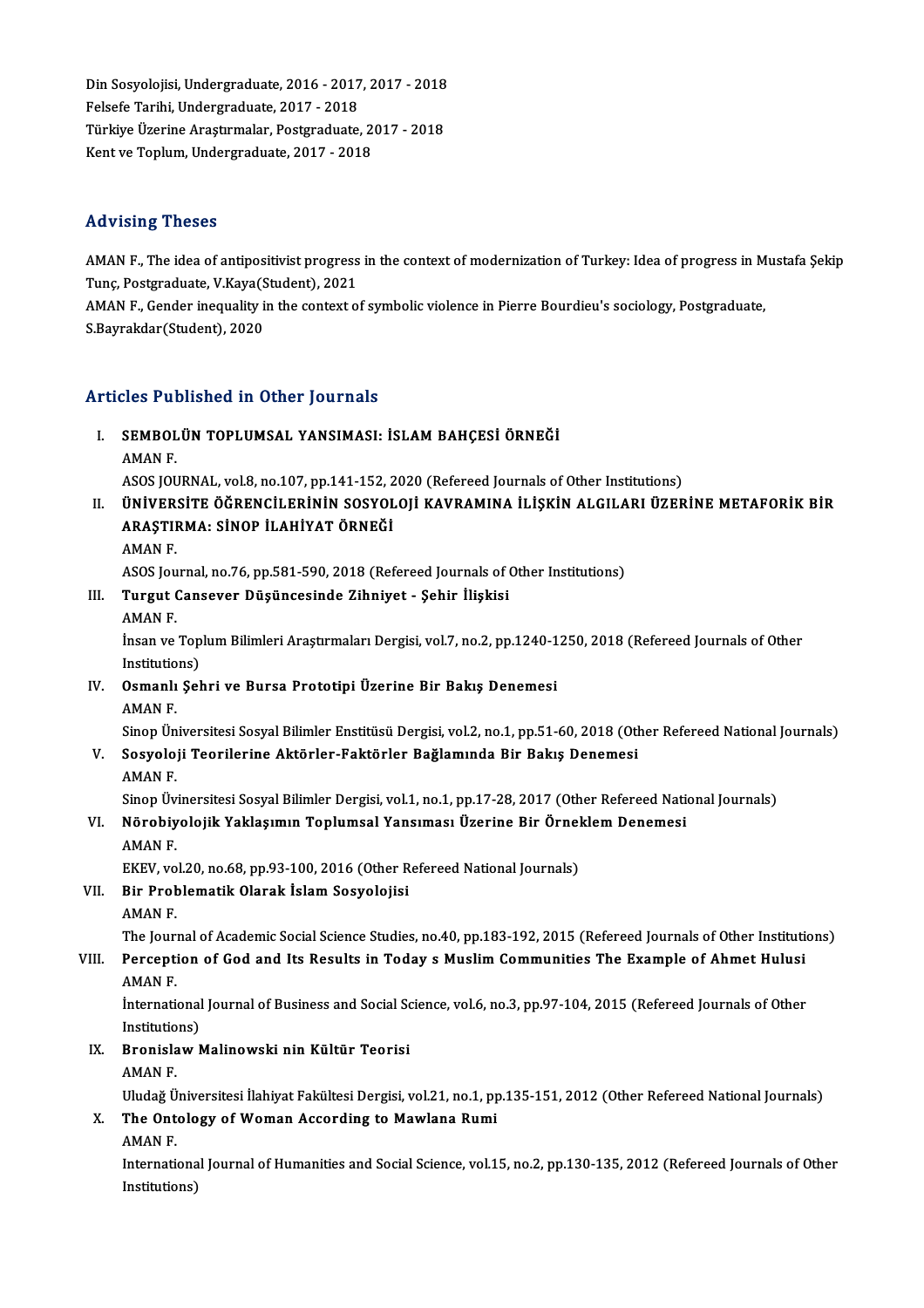Din Sosyolojisi, Undergraduate, 2016 - 2017, 2017 - 2018
Felsefe Tarihi, Undergraduate, 2017 - 2018
Türkiye Üzerine Araştırmalar, Postgraduate, 2017 - 2018
Kent ve Toplum, Undergraduate, 2017 - 2018

## Advising Theses

AMAN F., The idea of antipositivist progress in the context of modernization of Turkey: Idea of progress in Mustafa Şekip Tunç, Postgraduate, V.Kaya(Student), 2021

AMAN F., Gender inequality in the context of symbolic violence in Pierre Bourdieu's sociology, Postgraduate, S.Bayrakdar(Student), 2020

## Articles Published in Other Journals

I. **SEMBOLÜN TOPLUMSAL YANSIMASI: İSLAM BAHÇESİ ÖRNEĞİ**
AMAN F.
ASOS JOURNAL, vol.8, no.107, pp.141-152, 2020 (Refereed Journals of Other Institutions)

II. **ÜNİVERSİTE ÖĞRENCİLERİNİN SOSYOLOJİ KAVRAMINA İLİŞKİN ALGILARI ÜZERİNE METAFORİK BİR ARAŞTIRMA: SİNOP İLAHİYAT ÖRNEĞİ**
AMAN F.
ASOS Journal, no.76, pp.581-590, 2018 (Refereed Journals of Other Institutions)

III. **Turgut Cansever Düşüncesinde Zihniyet - Şehir İlişkisi**
AMAN F.
İnsan ve Toplum Bilimleri Araştırmaları Dergisi, vol.7, no.2, pp.1240-1250, 2018 (Refereed Journals of Other Institutions)

IV. **Osmanlı Şehri ve Bursa Prototipi Üzerine Bir Bakış Denemesi**
AMAN F.
Sinop Üniversitesi Sosyal Bilimler Enstitüsü Dergisi, vol.2, no.1, pp.51-60, 2018 (Other Refereed National Journals)

V. **Sosyoloji Teorilerine Aktörler-Faktörler Bağlamında Bir Bakış Denemesi**
AMAN F.
Sinop Üvinersitesi Sosyal Bilimler Dergisi, vol.1, no.1, pp.17-28, 2017 (Other Refereed National Journals)

VI. **Nörobiyolojik Yaklaşımın Toplumsal Yansıması Üzerine Bir Örneklem Denemesi**
AMAN F.
EKEV, vol.20, no.68, pp.93-100, 2016 (Other Refereed National Journals)

VII. **Bir Problematik Olarak İslam Sosyolojisi**
AMAN F.
The Journal of Academic Social Science Studies, no.40, pp.183-192, 2015 (Refereed Journals of Other Institutions)

VIII. **Perception of God and Its Results in Today s Muslim Communities The Example of Ahmet Hulusi**
AMAN F.
İnternational Journal of Business and Social Science, vol.6, no.3, pp.97-104, 2015 (Refereed Journals of Other Institutions)

IX. **Bronislaw Malinowski nin Kültür Teorisi**
AMAN F.
Uludağ Üniversitesi İlahiyat Fakültesi Dergisi, vol.21, no.1, pp.135-151, 2012 (Other Refereed National Journals)

X. **The Ontology of Woman According to Mawlana Rumi**
AMAN F.
International Journal of Humanities and Social Science, vol.15, no.2, pp.130-135, 2012 (Refereed Journals of Other Institutions)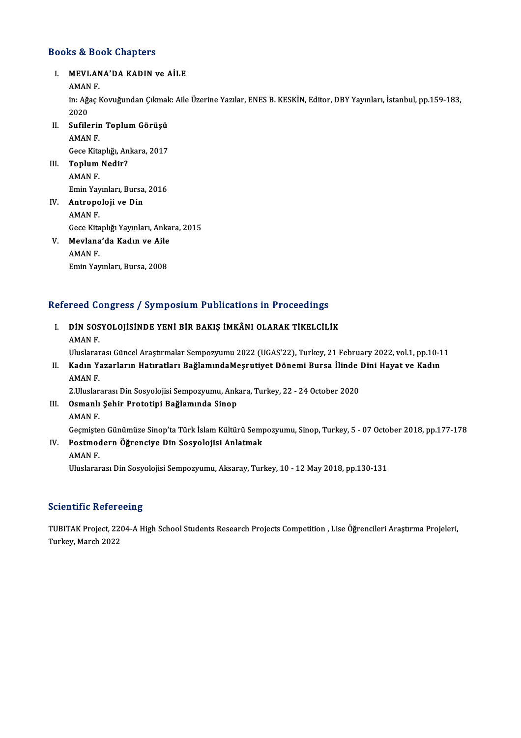## Books & Book Chapters

I. **MEVLANA'DA KADIN ve AİLE**
   AMAN F.
   in: Ağaç Kovuğundan Çıkmak: Aile Üzerine Yazılar, ENES B. KESKİN, Editor, DBY Yayınları, İstanbul, pp.159-183, 2020

II. **Sufilerin Toplum Görüşü**
   AMAN F.
   Gece Kitaplığı, Ankara, 2017

III. **Toplum Nedir?**
   AMAN F.
   Emin Yayınları, Bursa, 2016

IV. **Antropoloji ve Din**
   AMAN F.
   Gece Kitaplığı Yayınları, Ankara, 2015

V. **Mevlana'da Kadın ve Aile**
   AMAN F.
   Emin Yayınları, Bursa, 2008

## Refereed Congress / Symposium Publications in Proceedings

I. **DİN SOSYOLOJİSİNDE YENİ BİR BAKIŞ İMKÂNI OLARAK TİKELCİLİK**
   AMAN F.
   Uluslararası Güncel Araştırmalar Sempozyumu 2022 (UGAS'22), Turkey, 21 February 2022, vol.1, pp.10-11

II. **Kadın Yazarların Hatıratları BağlamındaMeşrutiyet Dönemi Bursa İlinde Dini Hayat ve Kadın**
   AMAN F.
   2.Uluslararası Din Sosyolojisi Sempozyumu, Ankara, Turkey, 22 - 24 October 2020

III. **Osmanlı Şehir Prototipi Bağlamında Sinop**
   AMAN F.
   Geçmişten Günümüze Sinop'ta Türk İslam Kültürü Sempozyumu, Sinop, Turkey, 5 - 07 October 2018, pp.177-178

IV. **Postmodern Öğrenciye Din Sosyolojisi Anlatmak**
   AMAN F.
   Uluslararası Din Sosyolojisi Sempozyumu, Aksaray, Turkey, 10 - 12 May 2018, pp.130-131

## Scientific Refereeing

TUBITAK Project, 2204-A High School Students Research Projects Competition , Lise Öğrencileri Araştırma Projeleri, Turkey, March 2022